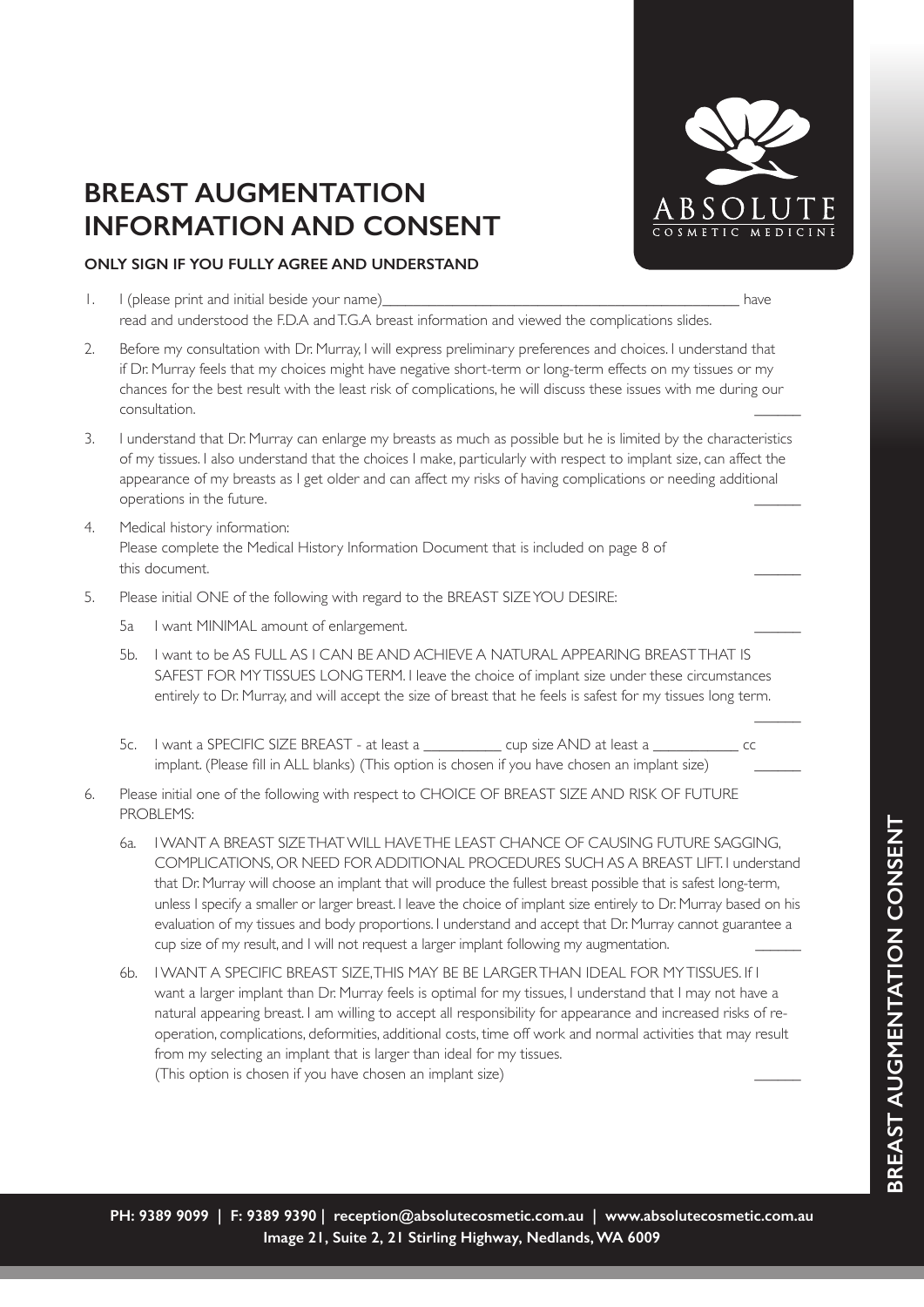# BREAST AUGMENTATION INFORMATION AND CONSENT

**ONLY SIGN IF YOU FULLY AGREE AND UNDERSTAND**

1. I (please print and initial beside your name)_______________________________________________ have read and understood the F.D.A and T.G.A breast information and viewed the complications slides.

2. Before my consultation with Dr. Murray, I will express preliminary preferences and choices. I understand that if Dr. Murray feels that my choices might have negative short-term or long-term effects on my tissues or my chances for the best result with the least risk of complications, he will discuss these issues with me during our consultation. ______

3. I understand that Dr. Murray can enlarge my breasts as much as possible but he is limited by the characteristics of my tissues. I also understand that the choices I make, particularly with respect to implant size, can affect the appearance of my breasts as I get older and can affect my risks of having complications or needing additional operations in the future. ______

4. Medical history information:
   Please complete the Medical History Information Document that is included on page 8 of this document. ______

5. Please initial ONE of the following with regard to the BREAST SIZE YOU DESIRE:

   5a I want MINIMAL amount of enlargement. ______

   5b. I want to be AS FULL AS I CAN BE AND ACHIEVE A NATURAL APPEARING BREAST THAT IS SAFEST FOR MY TISSUES LONG TERM. I leave the choice of implant size under these circumstances entirely to Dr. Murray, and will accept the size of breast that he feels is safest for my tissues long term. ______

   5c. I want a SPECIFIC SIZE BREAST - at least a __________ cup size AND at least a ___________ cc implant. (Please fill in ALL blanks) (This option is chosen if you have chosen an implant size) ______

6. Please initial one of the following with respect to CHOICE OF BREAST SIZE AND RISK OF FUTURE PROBLEMS:

   6a. I WANT A BREAST SIZE THAT WILL HAVE THE LEAST CHANCE OF CAUSING FUTURE SAGGING, COMPLICATIONS, OR NEED FOR ADDITIONAL PROCEDURES SUCH AS A BREAST LIFT. I understand that Dr. Murray will choose an implant that will produce the fullest breast possible that is safest long-term, unless I specify a smaller or larger breast. I leave the choice of implant size entirely to Dr. Murray based on his evaluation of my tissues and body proportions. I understand and accept that Dr. Murray cannot guarantee a cup size of my result, and I will not request a larger implant following my augmentation. ______

   6b. I WANT A SPECIFIC BREAST SIZE, THIS MAY BE BE LARGER THAN IDEAL FOR MY TISSUES. If I want a larger implant than Dr. Murray feels is optimal for my tissues, I understand that I may not have a natural appearing breast. I am willing to accept all responsibility for appearance and increased risks of re-operation, complications, deformities, additional costs, time off work and normal activities that may result from my selecting an implant that is larger than ideal for my tissues.
   (This option is chosen if you have chosen an implant size) ______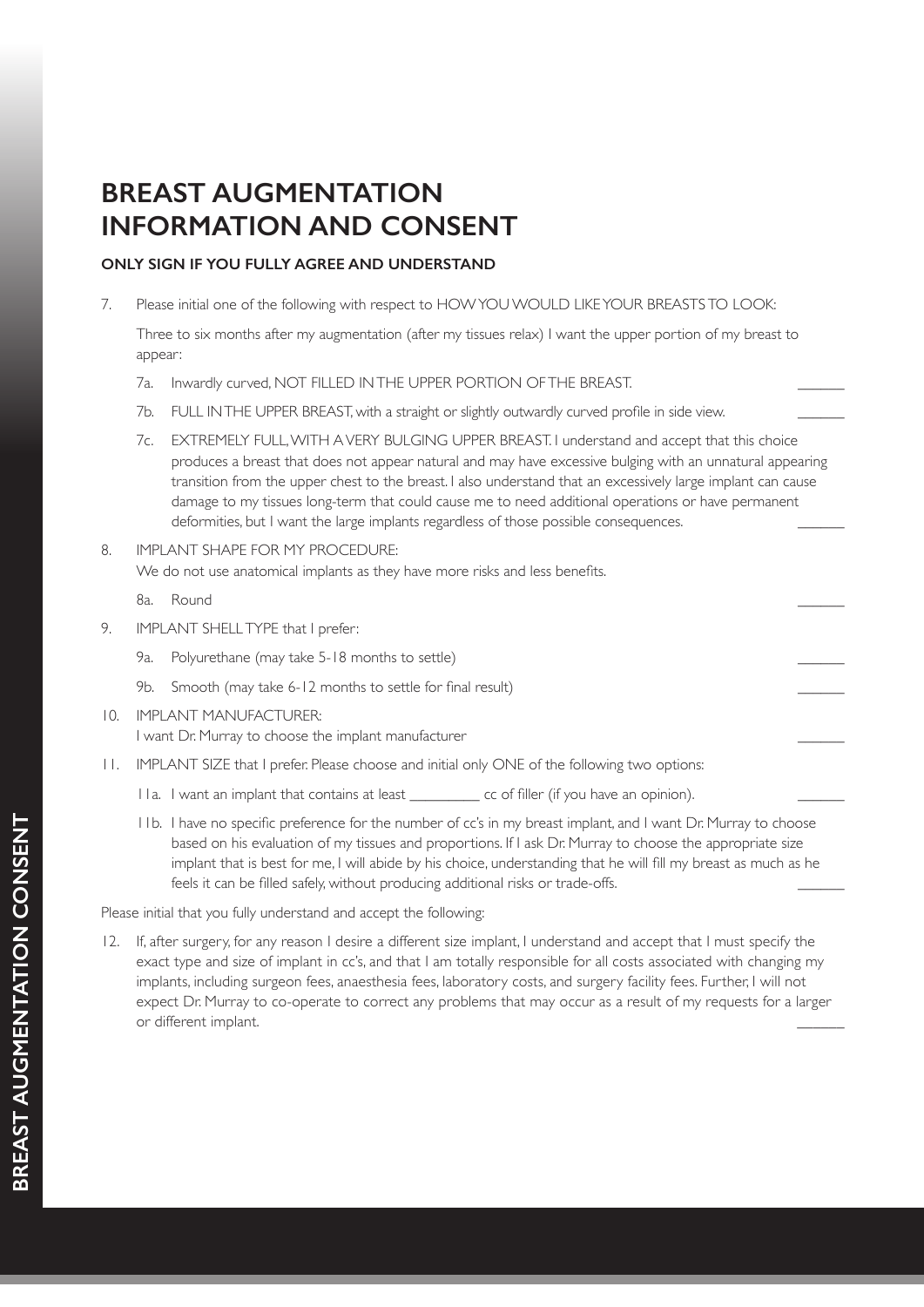# BREAST AUGMENTATION INFORMATION AND CONSENT

**ONLY SIGN IF YOU FULLY AGREE AND UNDERSTAND**

7. Please initial one of the following with respect to HOW YOU WOULD LIKE YOUR BREASTS TO LOOK:

   Three to six months after my augmentation (after my tissues relax) I want the upper portion of my breast to appear:

   7a. Inwardly curved, NOT FILLED IN THE UPPER PORTION OF THE BREAST. ______

   7b. FULL IN THE UPPER BREAST, with a straight or slightly outwardly curved profile in side view. ______

   7c. EXTREMELY FULL, WITH A VERY BULGING UPPER BREAST. I understand and accept that this choice produces a breast that does not appear natural and may have excessive bulging with an unnatural appearing transition from the upper chest to the breast. I also understand that an excessively large implant can cause damage to my tissues long-term that could cause me to need additional operations or have permanent deformities, but I want the large implants regardless of those possible consequences. ______

8. IMPLANT SHAPE FOR MY PROCEDURE:
   We do not use anatomical implants as they have more risks and less benefits.

   8a. Round ______

9. IMPLANT SHELL TYPE that I prefer:

   9a. Polyurethane (may take 5-18 months to settle) ______

   9b. Smooth (may take 6-12 months to settle for final result) ______

10. IMPLANT MANUFACTURER:
    I want Dr. Murray to choose the implant manufacturer ______

11. IMPLANT SIZE that I prefer. Please choose and initial only ONE of the following two options:

    11a. I want an implant that contains at least _________ cc of filler (if you have an opinion). ______

    11b. I have no specific preference for the number of cc's in my breast implant, and I want Dr. Murray to choose based on his evaluation of my tissues and proportions. If I ask Dr. Murray to choose the appropriate size implant that is best for me, I will abide by his choice, understanding that he will fill my breast as much as he feels it can be filled safely, without producing additional risks or trade-offs. ______

Please initial that you fully understand and accept the following:

12. If, after surgery, for any reason I desire a different size implant, I understand and accept that I must specify the exact type and size of implant in cc's, and that I am totally responsible for all costs associated with changing my implants, including surgeon fees, anaesthesia fees, laboratory costs, and surgery facility fees. Further, I will not expect Dr. Murray to co-operate to correct any problems that may occur as a result of my requests for a larger or different implant. ______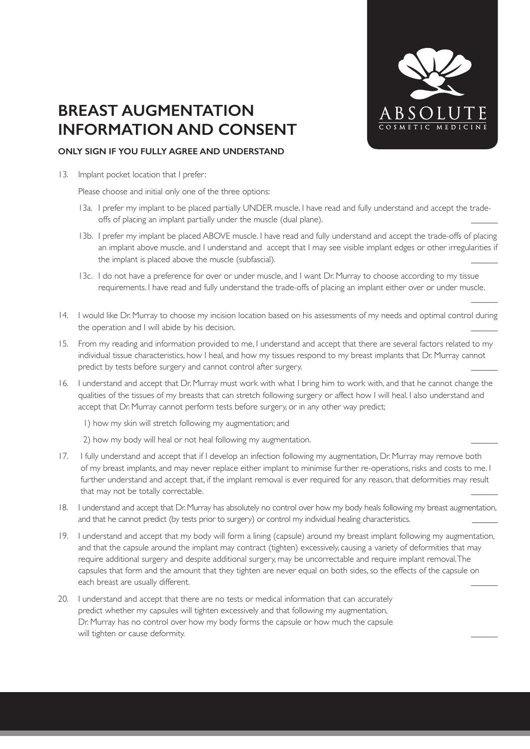# BREAST AUGMENTATION INFORMATION AND CONSENT

**ONLY SIGN IF YOU FULLY AGREE AND UNDERSTAND**

13. Implant pocket location that I prefer:

    Please choose and initial only one of the three options:

    13a. I prefer my implant to be placed partially UNDER muscle. I have read and fully understand and accept the trade-offs of placing an implant partially under the muscle (dual plane). ______

    13b. I prefer my implant be placed ABOVE muscle. I have read and fully understand and accept the trade-offs of placing an implant above muscle, and I understand and accept that I may see visible implant edges or other irregularities if the implant is placed above the muscle (subfascial). ______

    13c. I do not have a preference for over or under muscle, and I want Dr. Murray to choose according to my tissue requirements. I have read and fully understand the trade-offs of placing an implant either over or under muscle. ______

14. I would like Dr. Murray to choose my incision location based on his assessments of my needs and optimal control during the operation and I will abide by his decision. ______

15. From my reading and information provided to me, I understand and accept that there are several factors related to my individual tissue characteristics, how I heal, and how my tissues respond to my breast implants that Dr. Murray cannot predict by tests before surgery and cannot control after surgery. ______

16. I understand and accept that Dr. Murray must work with what I bring him to work with, and that he cannot change the qualities of the tissues of my breasts that can stretch following surgery or affect how I will heal. I also understand and accept that Dr. Murray cannot perform tests before surgery, or in any other way predict;

    1) how my skin will stretch following my augmentation; and

    2) how my body will heal or not heal following my augmentation. ______

17. I fully understand and accept that if I develop an infection following my augmentation, Dr. Murray may remove both of my breast implants, and may never replace either implant to minimise further re-operations, risks and costs to me. I further understand and accept that, if the implant removal is ever required for any reason, that deformities may result that may not be totally correctable. ______

18. I understand and accept that Dr. Murray has absolutely no control over how my body heals following my breast augmentation, and that he cannot predict (by tests prior to surgery) or control my individual healing characteristics. ______

19. I understand and accept that my body will form a lining (capsule) around my breast implant following my augmentation, and that the capsule around the implant may contract (tighten) excessively, causing a variety of deformities that may require additional surgery and despite additional surgery, may be uncorrectable and require implant removal. The capsules that form and the amount that they tighten are never equal on both sides, so the effects of the capsule on each breast are usually different. ______

20. I understand and accept that there are no tests or medical information that can accurately predict whether my capsules will tighten excessively and that following my augmentation, Dr. Murray has no control over how my body forms the capsule or how much the capsule will tighten or cause deformity. ______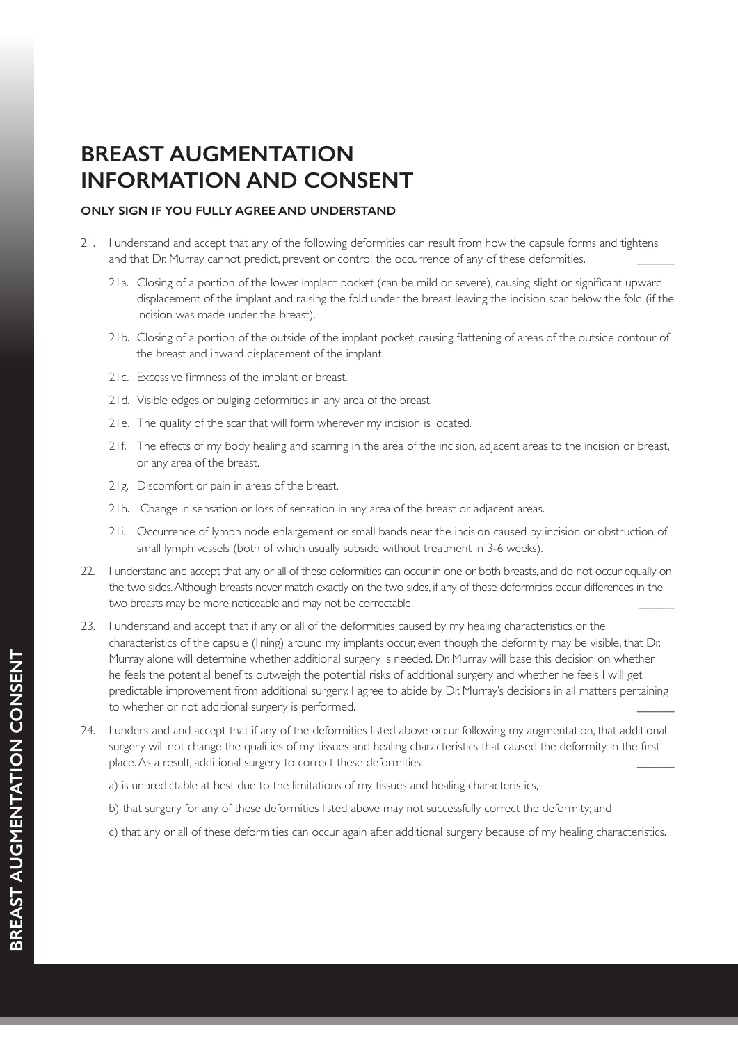# BREAST AUGMENTATION INFORMATION AND CONSENT

**ONLY SIGN IF YOU FULLY AGREE AND UNDERSTAND**

21. I understand and accept that any of the following deformities can result from how the capsule forms and tightens and that Dr. Murray cannot predict, prevent or control the occurrence of any of these deformities. ______

    21a. Closing of a portion of the lower implant pocket (can be mild or severe), causing slight or significant upward displacement of the implant and raising the fold under the breast leaving the incision scar below the fold (if the incision was made under the breast).

    21b. Closing of a portion of the outside of the implant pocket, causing flattening of areas of the outside contour of the breast and inward displacement of the implant.

    21c. Excessive firmness of the implant or breast.

    21d. Visible edges or bulging deformities in any area of the breast.

    21e. The quality of the scar that will form wherever my incision is located.

    21f. The effects of my body healing and scarring in the area of the incision, adjacent areas to the incision or breast, or any area of the breast.

    21g. Discomfort or pain in areas of the breast.

    21h. Change in sensation or loss of sensation in any area of the breast or adjacent areas.

    21i. Occurrence of lymph node enlargement or small bands near the incision caused by incision or obstruction of small lymph vessels (both of which usually subside without treatment in 3-6 weeks).

22. I understand and accept that any or all of these deformities can occur in one or both breasts, and do not occur equally on the two sides. Although breasts never match exactly on the two sides, if any of these deformities occur, differences in the two breasts may be more noticeable and may not be correctable. ______

23. I understand and accept that if any or all of the deformities caused by my healing characteristics or the characteristics of the capsule (lining) around my implants occur, even though the deformity may be visible, that Dr. Murray alone will determine whether additional surgery is needed. Dr. Murray will base this decision on whether he feels the potential benefits outweigh the potential risks of additional surgery and whether he feels I will get predictable improvement from additional surgery. I agree to abide by Dr. Murray's decisions in all matters pertaining to whether or not additional surgery is performed. ______

24. I understand and accept that if any of the deformities listed above occur following my augmentation, that additional surgery will not change the qualities of my tissues and healing characteristics that caused the deformity in the first place. As a result, additional surgery to correct these deformities: ______

    a) is unpredictable at best due to the limitations of my tissues and healing characteristics,

    b) that surgery for any of these deformities listed above may not successfully correct the deformity; and

    c) that any or all of these deformities can occur again after additional surgery because of my healing characteristics.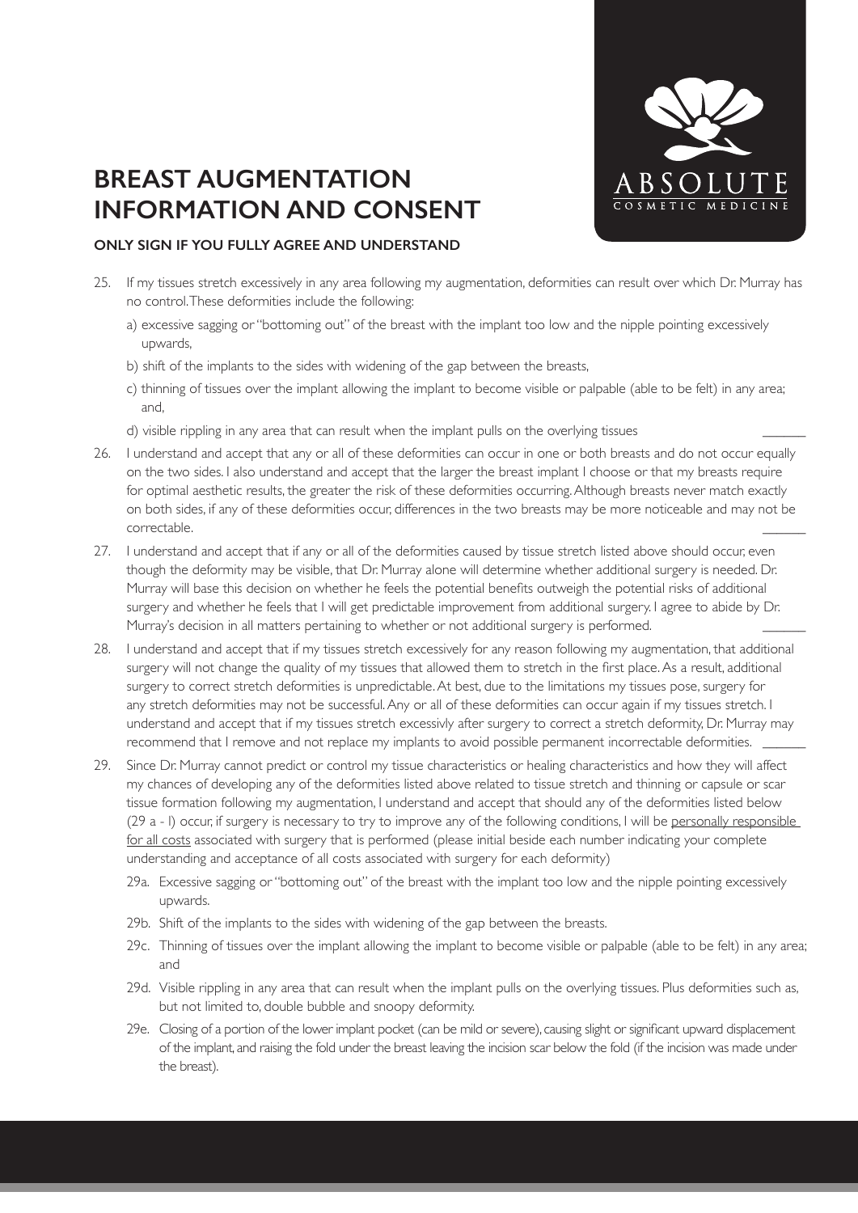# BREAST AUGMENTATION INFORMATION AND CONSENT

**ONLY SIGN IF YOU FULLY AGREE AND UNDERSTAND**

25. If my tissues stretch excessively in any area following my augmentation, deformities can result over which Dr. Murray has no control. These deformities include the following:

    a) excessive sagging or "bottoming out" of the breast with the implant too low and the nipple pointing excessively upwards,

    b) shift of the implants to the sides with widening of the gap between the breasts,

    c) thinning of tissues over the implant allowing the implant to become visible or palpable (able to be felt) in any area; and,

    d) visible rippling in any area that can result when the implant pulls on the overlying tissues ______

26. I understand and accept that any or all of these deformities can occur in one or both breasts and do not occur equally on the two sides. I also understand and accept that the larger the breast implant I choose or that my breasts require for optimal aesthetic results, the greater the risk of these deformities occurring. Although breasts never match exactly on both sides, if any of these deformities occur, differences in the two breasts may be more noticeable and may not be correctable. ______

27. I understand and accept that if any or all of the deformities caused by tissue stretch listed above should occur, even though the deformity may be visible, that Dr. Murray alone will determine whether additional surgery is needed. Dr. Murray will base this decision on whether he feels the potential benefits outweigh the potential risks of additional surgery and whether he feels that I will get predictable improvement from additional surgery. I agree to abide by Dr. Murray's decision in all matters pertaining to whether or not additional surgery is performed. ______

28. I understand and accept that if my tissues stretch excessively for any reason following my augmentation, that additional surgery will not change the quality of my tissues that allowed them to stretch in the first place. As a result, additional surgery to correct stretch deformities is unpredictable. At best, due to the limitations my tissues pose, surgery for any stretch deformities may not be successful. Any or all of these deformities can occur again if my tissues stretch. I understand and accept that if my tissues stretch excessivly after surgery to correct a stretch deformity, Dr. Murray may recommend that I remove and not replace my implants to avoid possible permanent incorrectable deformities. ______

29. Since Dr. Murray cannot predict or control my tissue characteristics or healing characteristics and how they will affect my chances of developing any of the deformities listed above related to tissue stretch and thinning or capsule or scar tissue formation following my augmentation, I understand and accept that should any of the deformities listed below (29 a - l) occur, if surgery is necessary to try to improve any of the following conditions, I will be <u>personally responsible for all costs</u> associated with surgery that is performed (please initial beside each number indicating your complete understanding and acceptance of all costs associated with surgery for each deformity)

    29a. Excessive sagging or "bottoming out" of the breast with the implant too low and the nipple pointing excessively upwards.

    29b. Shift of the implants to the sides with widening of the gap between the breasts.

    29c. Thinning of tissues over the implant allowing the implant to become visible or palpable (able to be felt) in any area; and

    29d. Visible rippling in any area that can result when the implant pulls on the overlying tissues. Plus deformities such as, but not limited to, double bubble and snoopy deformity.

    29e. Closing of a portion of the lower implant pocket (can be mild or severe), causing slight or significant upward displacement of the implant, and raising the fold under the breast leaving the incision scar below the fold (if the incision was made under the breast).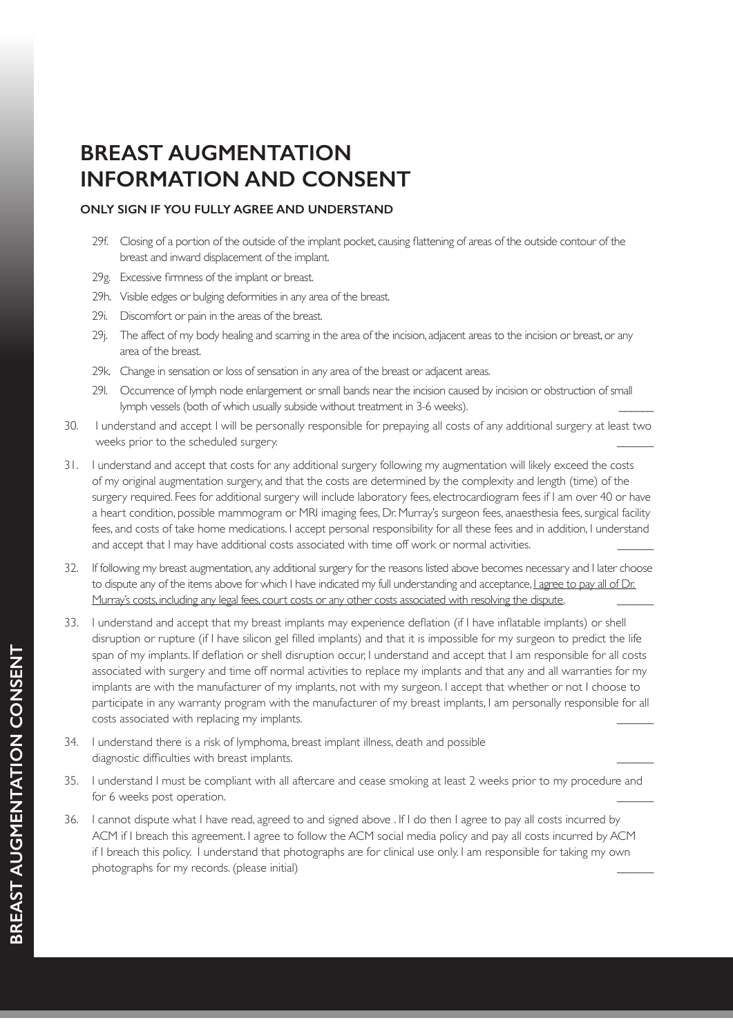# BREAST AUGMENTATION INFORMATION AND CONSENT

**ONLY SIGN IF YOU FULLY AGREE AND UNDERSTAND**

29f. Closing of a portion of the outside of the implant pocket, causing flattening of areas of the outside contour of the breast and inward displacement of the implant.

29g. Excessive firmness of the implant or breast.

29h. Visible edges or bulging deformities in any area of the breast.

29i. Discomfort or pain in the areas of the breast.

29j. The affect of my body healing and scarring in the area of the incision, adjacent areas to the incision or breast, or any area of the breast.

29k. Change in sensation or loss of sensation in any area of the breast or adjacent areas.

29l. Occurrence of lymph node enlargement or small bands near the incision caused by incision or obstruction of small lymph vessels (both of which usually subside without treatment in 3-6 weeks). ______

30. I understand and accept I will be personally responsible for prepaying all costs of any additional surgery at least two weeks prior to the scheduled surgery. ______

31. I understand and accept that costs for any additional surgery following my augmentation will likely exceed the costs of my original augmentation surgery, and that the costs are determined by the complexity and length (time) of the surgery required. Fees for additional surgery will include laboratory fees, electrocardiogram fees if I am over 40 or have a heart condition, possible mammogram or MRI imaging fees, Dr. Murray's surgeon fees, anaesthesia fees, surgical facility fees, and costs of take home medications. I accept personal responsibility for all these fees and in addition, I understand and accept that I may have additional costs associated with time off work or normal activities. ______

32. If following my breast augmentation, any additional surgery for the reasons listed above becomes necessary and I later choose to dispute any of the items above for which I have indicated my full understanding and acceptance, <u>I agree to pay all of Dr. Murray's costs, including any legal fees, court costs or any other costs associated with resolving the dispute</u>. ______

33. I understand and accept that my breast implants may experience deflation (if I have inflatable implants) or shell disruption or rupture (if I have silicon gel filled implants) and that it is impossible for my surgeon to predict the life span of my implants. If deflation or shell disruption occur, I understand and accept that I am responsible for all costs associated with surgery and time off normal activities to replace my implants and that any and all warranties for my implants are with the manufacturer of my implants, not with my surgeon. I accept that whether or not I choose to participate in any warranty program with the manufacturer of my breast implants, I am personally responsible for all costs associated with replacing my implants. ______

34. I understand there is a risk of lymphoma, breast implant illness, death and possible diagnostic difficulties with breast implants. ______

35. I understand I must be compliant with all aftercare and cease smoking at least 2 weeks prior to my procedure and for 6 weeks post operation. ______

36. I cannot dispute what I have read, agreed to and signed above . If I do then I agree to pay all costs incurred by ACM if I breach this agreement. I agree to follow the ACM social media policy and pay all costs incurred by ACM if I breach this policy. I understand that photographs are for clinical use only. I am responsible for taking my own photographs for my records. (please initial) ______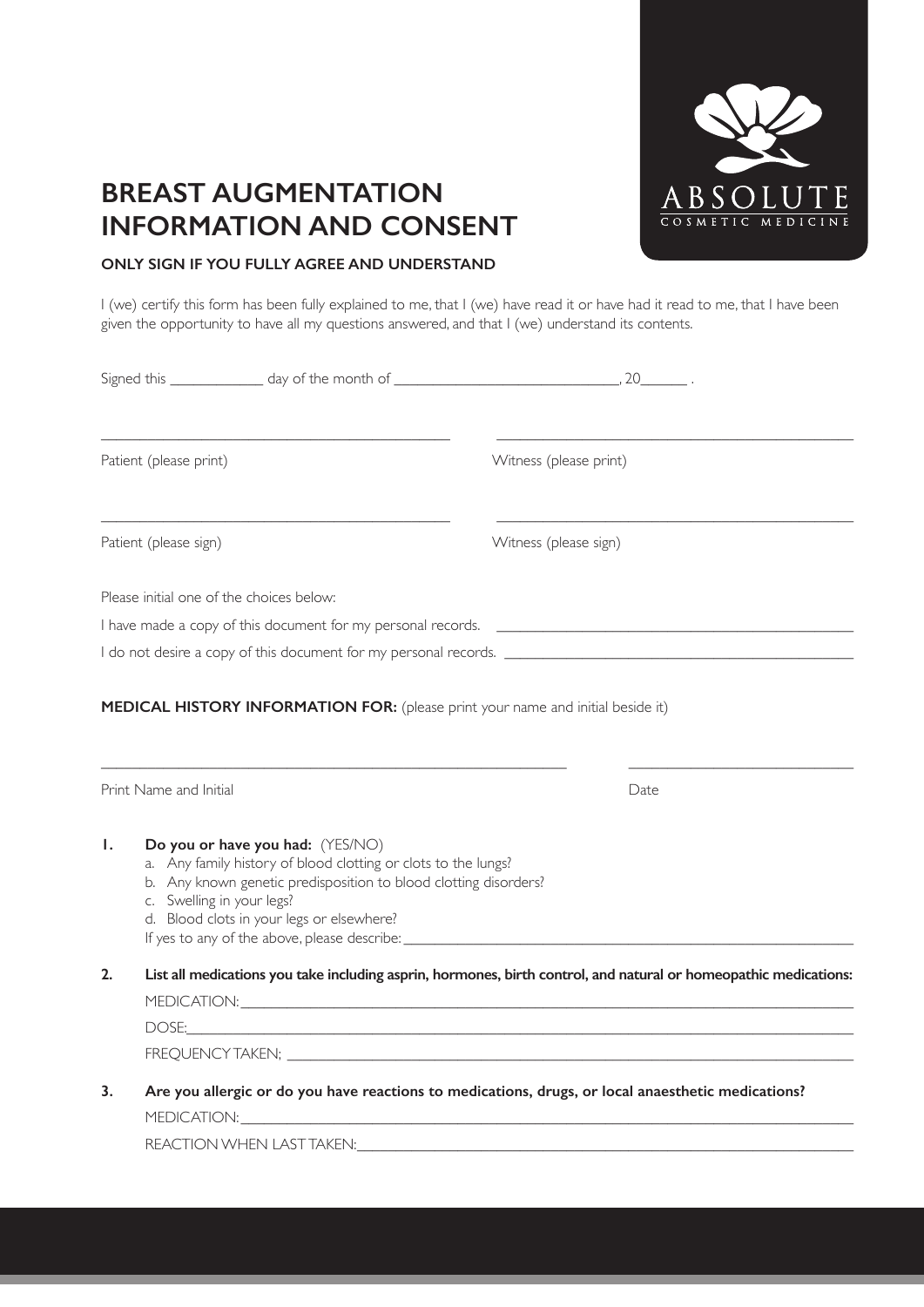# BREAST AUGMENTATION INFORMATION AND CONSENT

ABSOLUTE
COSMETIC MEDICINE

**ONLY SIGN IF YOU FULLY AGREE AND UNDERSTAND**

I (we) certify this form has been fully explained to me, that I (we) have read it or have had it read to me, that I have been given the opportunity to have all my questions answered, and that I (we) understand its contents.

Signed this ____________ day of the month of ______________________________, 20______ .

_____________________________________________ Patient (please print)

_____________________________________________ Witness (please print)

_____________________________________________ Patient (please sign)

_____________________________________________ Witness (please sign)

Please initial one of the choices below:

I have made a copy of this document for my personal records. _____________________________________________

I do not desire a copy of this document for my personal records. _____________________________________________

**MEDICAL HISTORY INFORMATION FOR:** (please print your name and initial beside it)

_____________________________________________ Print Name and Initial

_____________________________ Date

1. **Do you or have you had:** (YES/NO)
   a. Any family history of blood clotting or clots to the lungs?
   b. Any known genetic predisposition to blood clotting disorders?
   c. Swelling in your legs?
   d. Blood clots in your legs or elsewhere?
   If yes to any of the above, please describe: _____________________________________________

2. **List all medications you take including asprin, hormones, birth control, and natural or homeopathic medications:**
   MEDICATION: _____________________________________________
   DOSE: _____________________________________________
   FREQUENCY TAKEN: _____________________________________________

3. **Are you allergic or do you have reactions to medications, drugs, or local anaesthetic medications?**
   MEDICATION: _____________________________________________
   REACTION WHEN LAST TAKEN: _____________________________________________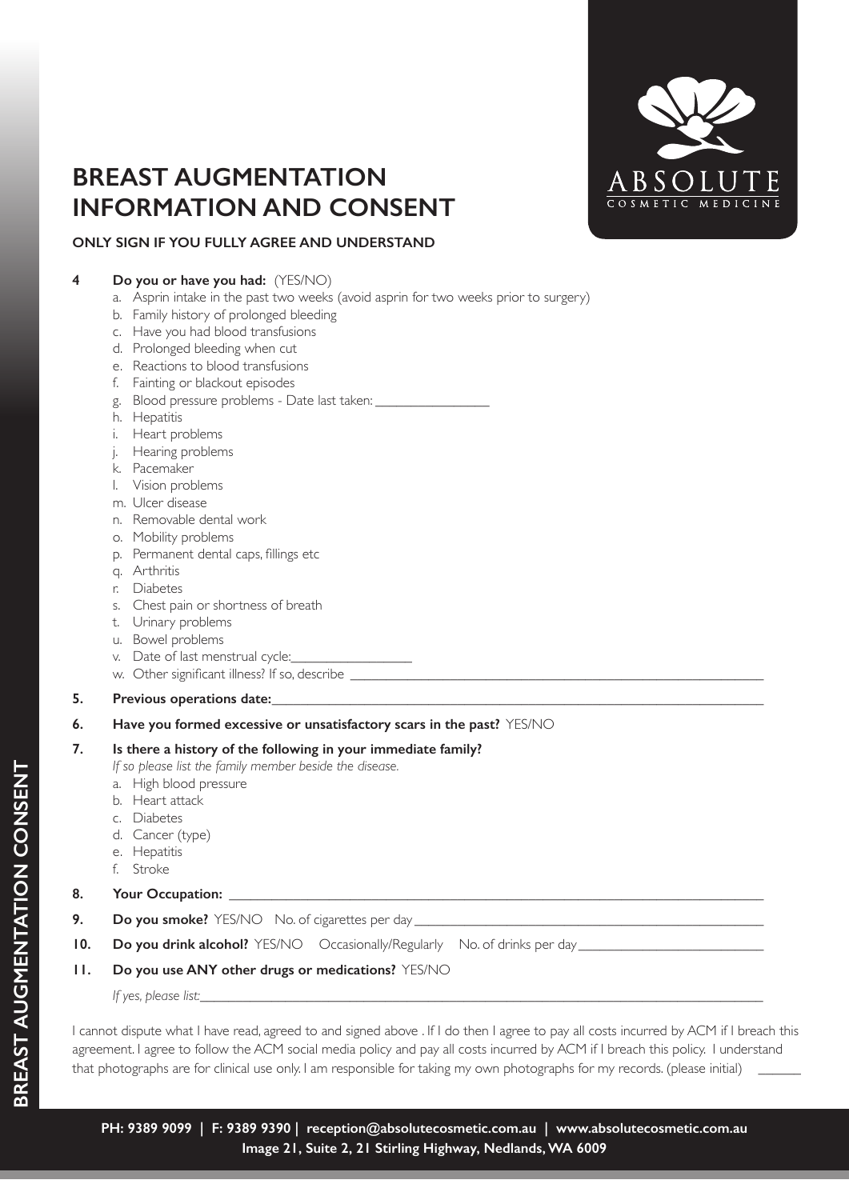# BREAST AUGMENTATION INFORMATION AND CONSENT

**ONLY SIGN IF YOU FULLY AGREE AND UNDERSTAND**

**4 Do you or have you had:** (YES/NO)

a. Asprin intake in the past two weeks (avoid asprin for two weeks prior to surgery)
b. Family history of prolonged bleeding
c. Have you had blood transfusions
d. Prolonged bleeding when cut
e. Reactions to blood transfusions
f. Fainting or blackout episodes
g. Blood pressure problems - Date last taken: ________________
h. Hepatitis
i. Heart problems
j. Hearing problems
k. Pacemaker
l. Vision problems
m. Ulcer disease
n. Removable dental work
o. Mobility problems
p. Permanent dental caps, fillings etc
q. Arthritis
r. Diabetes
s. Chest pain or shortness of breath
t. Urinary problems
u. Bowel problems
v. Date of last menstrual cycle:________________
w. Other significant illness? If so, describe ____________________________________________________________

**5. Previous operations date:**____________________________________________________________

**6. Have you formed excessive or unsatisfactory scars in the past?** YES/NO

**7. Is there a history of the following in your immediate family?**

*If so please list the family member beside the disease.*

a. High blood pressure
b. Heart attack
c. Diabetes
d. Cancer (type)
e. Hepatitis
f. Stroke

**8. Your Occupation:** ____________________________________________________________

**9. Do you smoke?** YES/NO No. of cigarettes per day ____________________________________________

**10. Do you drink alcohol?** YES/NO Occasionally/Regularly No. of drinks per day ________________________

**11. Do you use ANY other drugs or medications?** YES/NO

*If yes, please list:*____________________________________________________________

I cannot dispute what I have read, agreed to and signed above . If I do then I agree to pay all costs incurred by ACM if I breach this agreement. I agree to follow the ACM social media policy and pay all costs incurred by ACM if I breach this policy. I understand that photographs are for clinical use only. I am responsible for taking my own photographs for my records. (please initial) ______